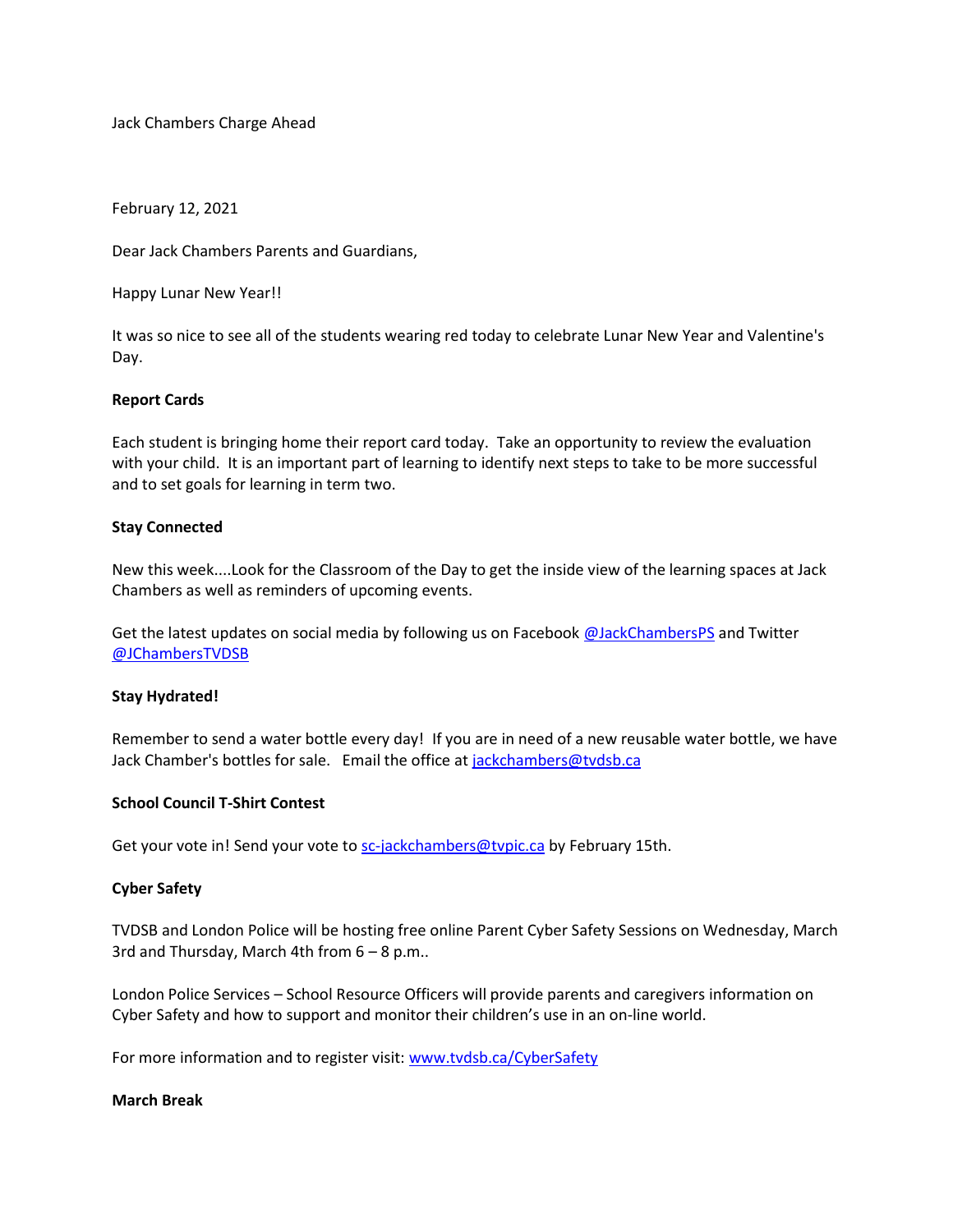Jack Chambers Charge Ahead

February 12, 2021

Dear Jack Chambers Parents and Guardians,

Happy Lunar New Year!!

It was so nice to see all of the students wearing red today to celebrate Lunar New Year and Valentine's Day.

**Report Cards**

Each student is bringing home their report card today. Take an opportunity to review the evaluation with your child. It is an important part of learning to identify next steps to take to be more successful and to set goals for learning in term two.

**Stay Connected**

New this week....Look for the Classroom of the Day to get the inside view of the learning spaces at Jack Chambers as well as reminders of upcoming events.

Get the latest updates on social media by following us on Facebook @JackChambersPS and Twitter @JChambersTVDSB

**Stay Hydrated!**

Remember to send a water bottle every day! If you are in need of a new reusable water bottle, we have Jack Chamber's bottles for sale. Email the office at jackchambers@tvdsb.ca

**School Council T-Shirt Contest**

Get your vote in! Send your vote to sc-jackchambers@tvpic.ca by February 15th.

**Cyber Safety**

TVDSB and London Police will be hosting free online Parent Cyber Safety Sessions on Wednesday, March 3rd and Thursday, March 4th from 6 – 8 p.m..

London Police Services – School Resource Officers will provide parents and caregivers information on Cyber Safety and how to support and monitor their children's use in an on-line world.

For more information and to register visit: www.tvdsb.ca/CyberSafety

**March Break**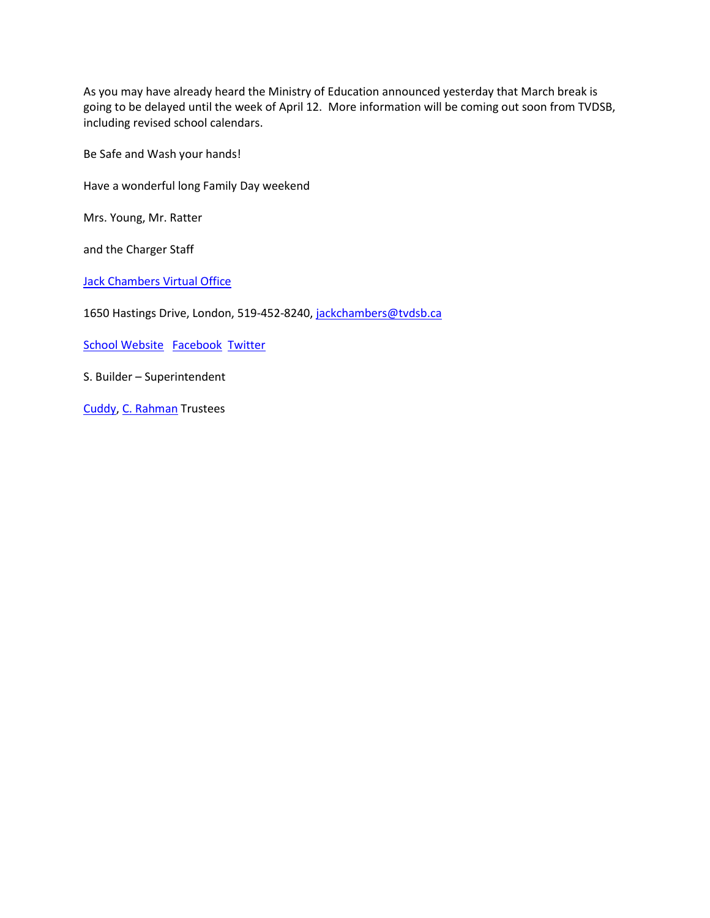As you may have already heard the Ministry of Education announced yesterday that March break is going to be delayed until the week of April 12. More information will be coming out soon from TVDSB, including revised school calendars.

Be Safe and Wash your hands!

Have a wonderful long Family Day weekend

Mrs. Young, Mr. Ratter

and the Charger Staff

Jack Chambers Virtual Office

1650 Hastings Drive, London, 519-452-8240, jackchambers@tvdsb.ca

School Website Facebook Twitter

S. Builder – Superintendent

Cuddy, C. Rahman Trustees